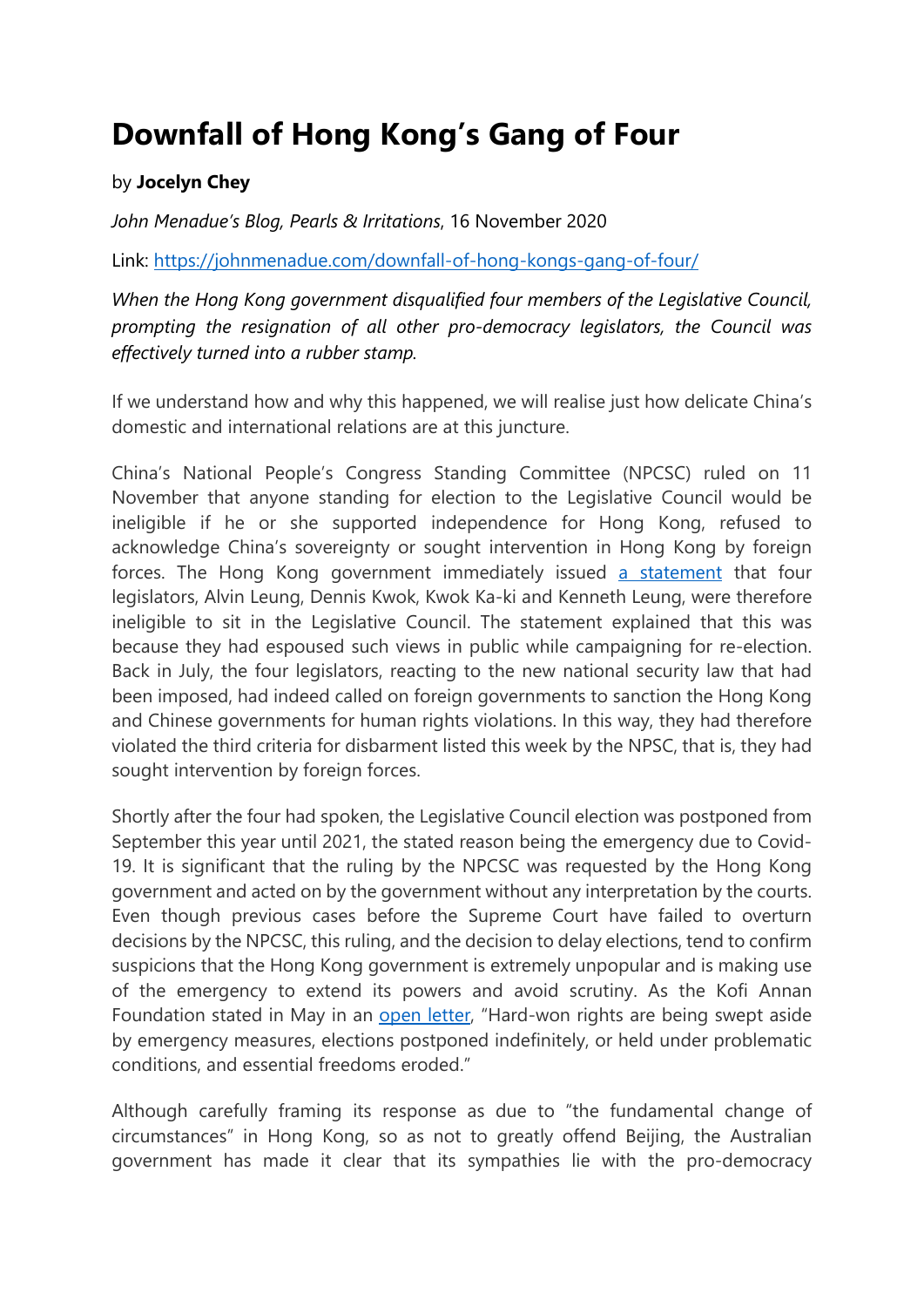# Downfall of Hong Kong's Gang of Four

by **Jocelyn Chey**

*John Menadue's Blog, Pearls & Irritations*, 16 November 2020

Link: [https://johnmenadue.com/downfall-of-hong-kongs-gang-of-four/](https://johnmenadue.com/downfall-of-hong-kongs-gang-of-four/)

*When the Hong Kong government disqualified four members of the Legislative Council, prompting the resignation of all other pro-democracy legislators, the Council was effectively turned into a rubber stamp.*

If we understand how and why this happened, we will realise just how delicate China's domestic and international relations are at this juncture.

China's National People's Congress Standing Committee (NPCSC) ruled on 11 November that anyone standing for election to the Legislative Council would be ineligible if he or she supported independence for Hong Kong, refused to acknowledge China's sovereignty or sought intervention in Hong Kong by foreign forces. The Hong Kong government immediately issued [a statement](#) that four legislators, Alvin Leung, Dennis Kwok, Kwok Ka-ki and Kenneth Leung, were therefore ineligible to sit in the Legislative Council. The statement explained that this was because they had espoused such views in public while campaigning for re-election. Back in July, the four legislators, reacting to the new national security law that had been imposed, had indeed called on foreign governments to sanction the Hong Kong and Chinese governments for human rights violations. In this way, they had therefore violated the third criteria for disbarment listed this week by the NPSC, that is, they had sought intervention by foreign forces.

Shortly after the four had spoken, the Legislative Council election was postponed from September this year until 2021, the stated reason being the emergency due to Covid-19. It is significant that the ruling by the NPCSC was requested by the Hong Kong government and acted on by the government without any interpretation by the courts. Even though previous cases before the Supreme Court have failed to overturn decisions by the NPCSC, this ruling, and the decision to delay elections, tend to confirm suspicions that the Hong Kong government is extremely unpopular and is making use of the emergency to extend its powers and avoid scrutiny. As the Kofi Annan Foundation stated in May in an [open letter](#), "Hard-won rights are being swept aside by emergency measures, elections postponed indefinitely, or held under problematic conditions, and essential freedoms eroded."

Although carefully framing its response as due to "the fundamental change of circumstances" in Hong Kong, so as not to greatly offend Beijing, the Australian government has made it clear that its sympathies lie with the pro-democracy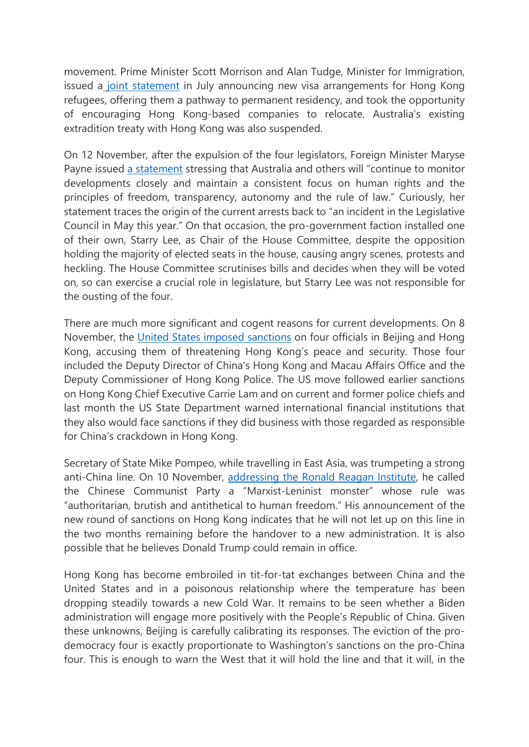movement. Prime Minister Scott Morrison and Alan Tudge, Minister for Immigration, issued a joint statement in July announcing new visa arrangements for Hong Kong refugees, offering them a pathway to permanent residency, and took the opportunity of encouraging Hong Kong-based companies to relocate. Australia's existing extradition treaty with Hong Kong was also suspended.

On 12 November, after the expulsion of the four legislators, Foreign Minister Maryse Payne issued a statement stressing that Australia and others will "continue to monitor developments closely and maintain a consistent focus on human rights and the principles of freedom, transparency, autonomy and the rule of law." Curiously, her statement traces the origin of the current arrests back to "an incident in the Legislative Council in May this year." On that occasion, the pro-government faction installed one of their own, Starry Lee, as Chair of the House Committee, despite the opposition holding the majority of elected seats in the house, causing angry scenes, protests and heckling. The House Committee scrutinises bills and decides when they will be voted on, so can exercise a crucial role in legislature, but Starry Lee was not responsible for the ousting of the four.

There are much more significant and cogent reasons for current developments. On 8 November, the United States imposed sanctions on four officials in Beijing and Hong Kong, accusing them of threatening Hong Kong's peace and security. Those four included the Deputy Director of China's Hong Kong and Macau Affairs Office and the Deputy Commissioner of Hong Kong Police. The US move followed earlier sanctions on Hong Kong Chief Executive Carrie Lam and on current and former police chiefs and last month the US State Department warned international financial institutions that they also would face sanctions if they did business with those regarded as responsible for China's crackdown in Hong Kong.

Secretary of State Mike Pompeo, while travelling in East Asia, was trumpeting a strong anti-China line. On 10 November, addressing the Ronald Reagan Institute, he called the Chinese Communist Party a "Marxist-Leninist monster" whose rule was "authoritarian, brutish and antithetical to human freedom." His announcement of the new round of sanctions on Hong Kong indicates that he will not let up on this line in the two months remaining before the handover to a new administration. It is also possible that he believes Donald Trump could remain in office.

Hong Kong has become embroiled in tit-for-tat exchanges between China and the United States and in a poisonous relationship where the temperature has been dropping steadily towards a new Cold War. It remains to be seen whether a Biden administration will engage more positively with the People's Republic of China. Given these unknowns, Beijing is carefully calibrating its responses. The eviction of the pro-democracy four is exactly proportionate to Washington's sanctions on the pro-China four. This is enough to warn the West that it will hold the line and that it will, in the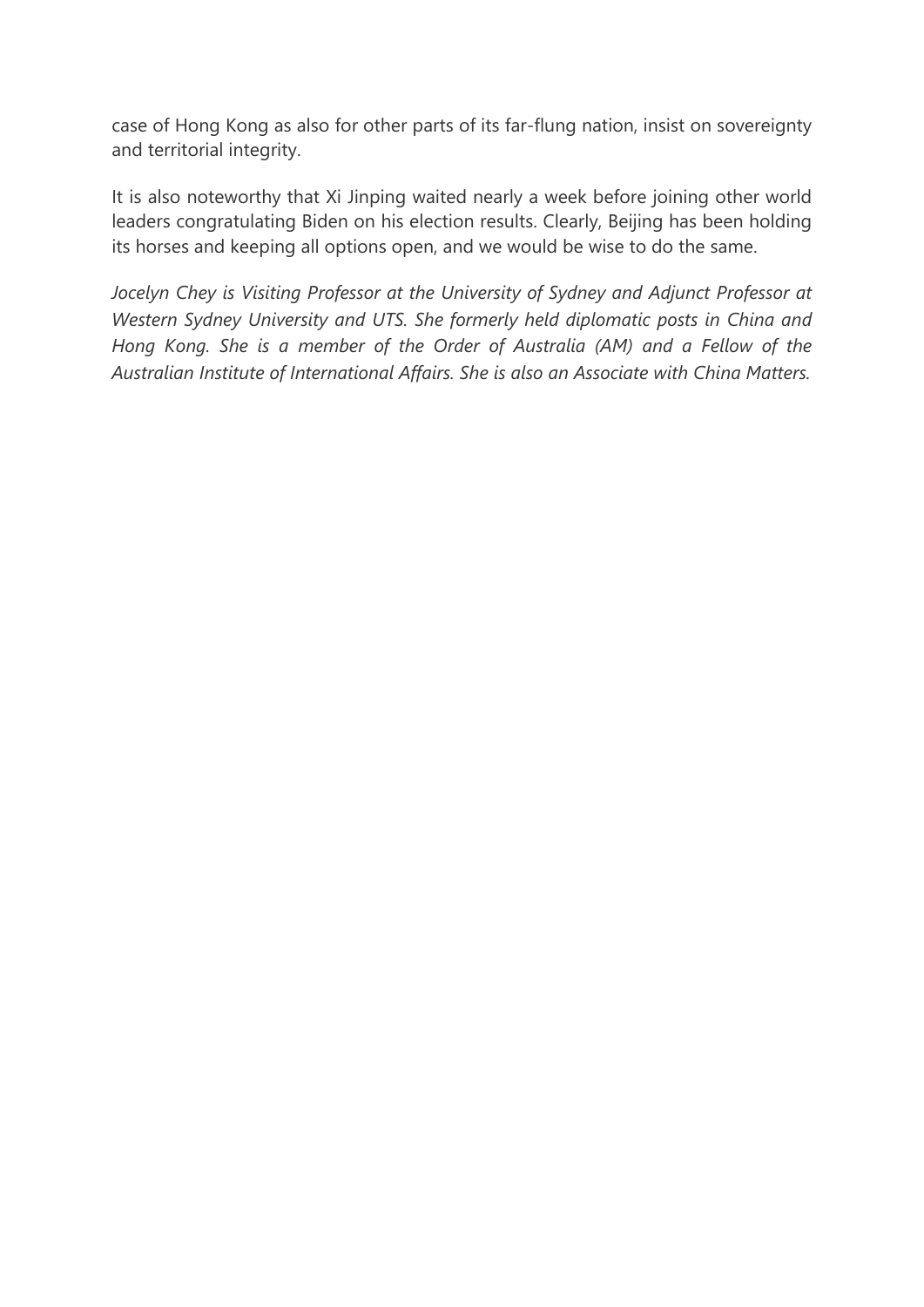case of Hong Kong as also for other parts of its far-flung nation, insist on sovereignty and territorial integrity.

It is also noteworthy that Xi Jinping waited nearly a week before joining other world leaders congratulating Biden on his election results. Clearly, Beijing has been holding its horses and keeping all options open, and we would be wise to do the same.

*Jocelyn Chey is Visiting Professor at the University of Sydney and Adjunct Professor at Western Sydney University and UTS. She formerly held diplomatic posts in China and Hong Kong. She is a member of the Order of Australia (AM) and a Fellow of the Australian Institute of International Affairs. She is also an Associate with China Matters.*